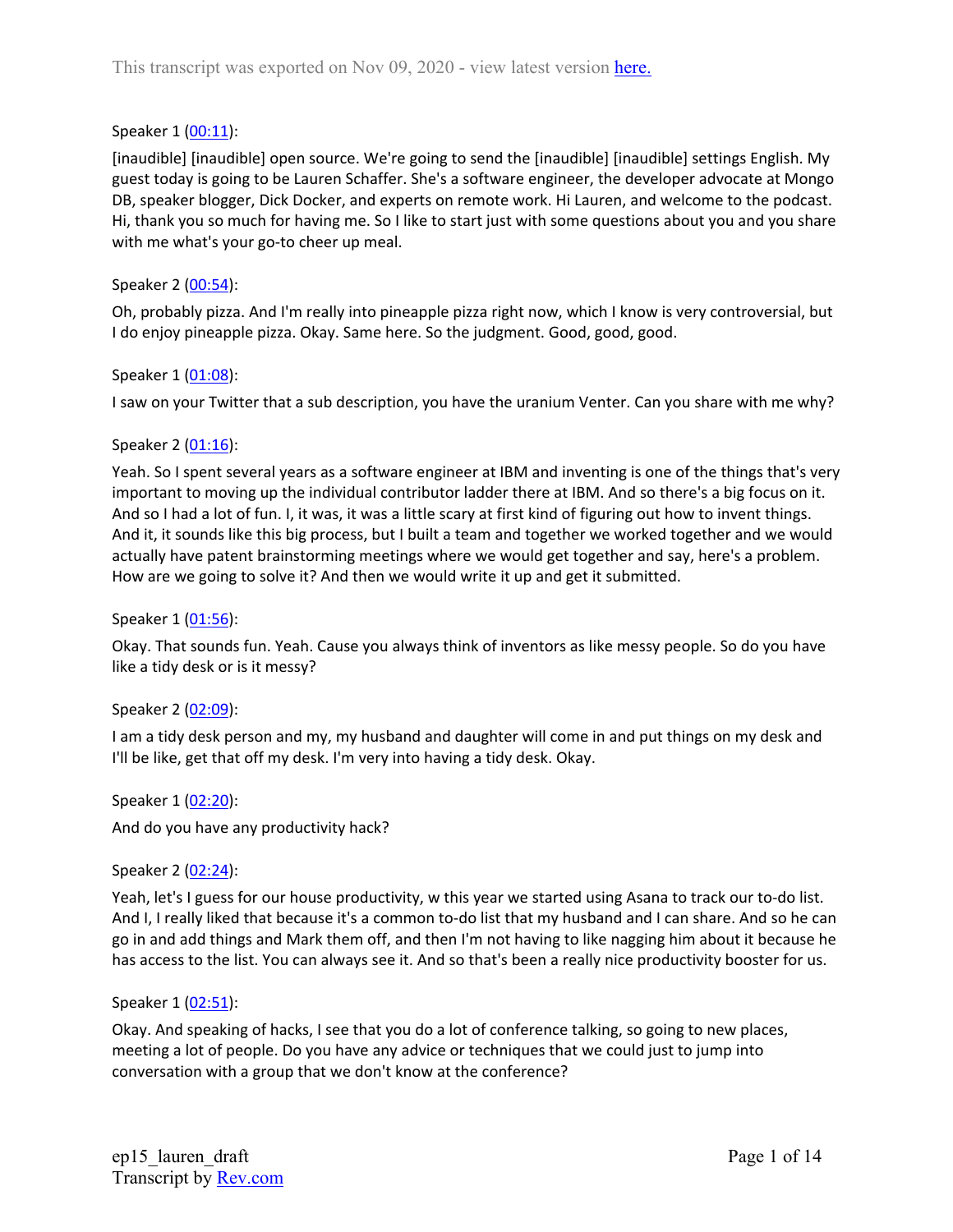This transcript was exported on Nov 09, 2020 - view latest version [here.](here.)

Speaker 1 ([00:11](00:11)):

[inaudible] [inaudible] open source. We're going to send the [inaudible] [inaudible] settings English. My guest today is going to be Lauren Schaffer. She's a software engineer, the developer advocate at Mongo DB, speaker blogger, Dick Docker, and experts on remote work. Hi Lauren, and welcome to the podcast. Hi, thank you so much for having me. So I like to start just with some questions about you and you share with me what's your go-to cheer up meal.

Speaker 2 ([00:54](00:54)):

Oh, probably pizza. And I'm really into pineapple pizza right now, which I know is very controversial, but I do enjoy pineapple pizza. Okay. Same here. So the judgment. Good, good, good.

Speaker 1 ([01:08](01:08)):

I saw on your Twitter that a sub description, you have the uranium Venter. Can you share with me why?

Speaker 2 ([01:16](01:16)):

Yeah. So I spent several years as a software engineer at IBM and inventing is one of the things that's very important to moving up the individual contributor ladder there at IBM. And so there's a big focus on it. And so I had a lot of fun. I, it was, it was a little scary at first kind of figuring out how to invent things. And it, it sounds like this big process, but I built a team and together we worked together and we would actually have patent brainstorming meetings where we would get together and say, here's a problem. How are we going to solve it? And then we would write it up and get it submitted.

Speaker 1 ([01:56](01:56)):

Okay. That sounds fun. Yeah. Cause you always think of inventors as like messy people. So do you have like a tidy desk or is it messy?

Speaker 2 ([02:09](02:09)):

I am a tidy desk person and my, my husband and daughter will come in and put things on my desk and I'll be like, get that off my desk. I'm very into having a tidy desk. Okay.

Speaker 1 ([02:20](02:20)):

And do you have any productivity hack?

Speaker 2 ([02:24](02:24)):

Yeah, let's I guess for our house productivity, w this year we started using Asana to track our to-do list. And I, I really liked that because it's a common to-do list that my husband and I can share. And so he can go in and add things and Mark them off, and then I'm not having to like nagging him about it because he has access to the list. You can always see it. And so that's been a really nice productivity booster for us.

Speaker 1 ([02:51](02:51)):

Okay. And speaking of hacks, I see that you do a lot of conference talking, so going to new places, meeting a lot of people. Do you have any advice or techniques that we could just to jump into conversation with a group that we don't know at the conference?

ep15_lauren_draft
Transcript by [Rev.com](Rev.com)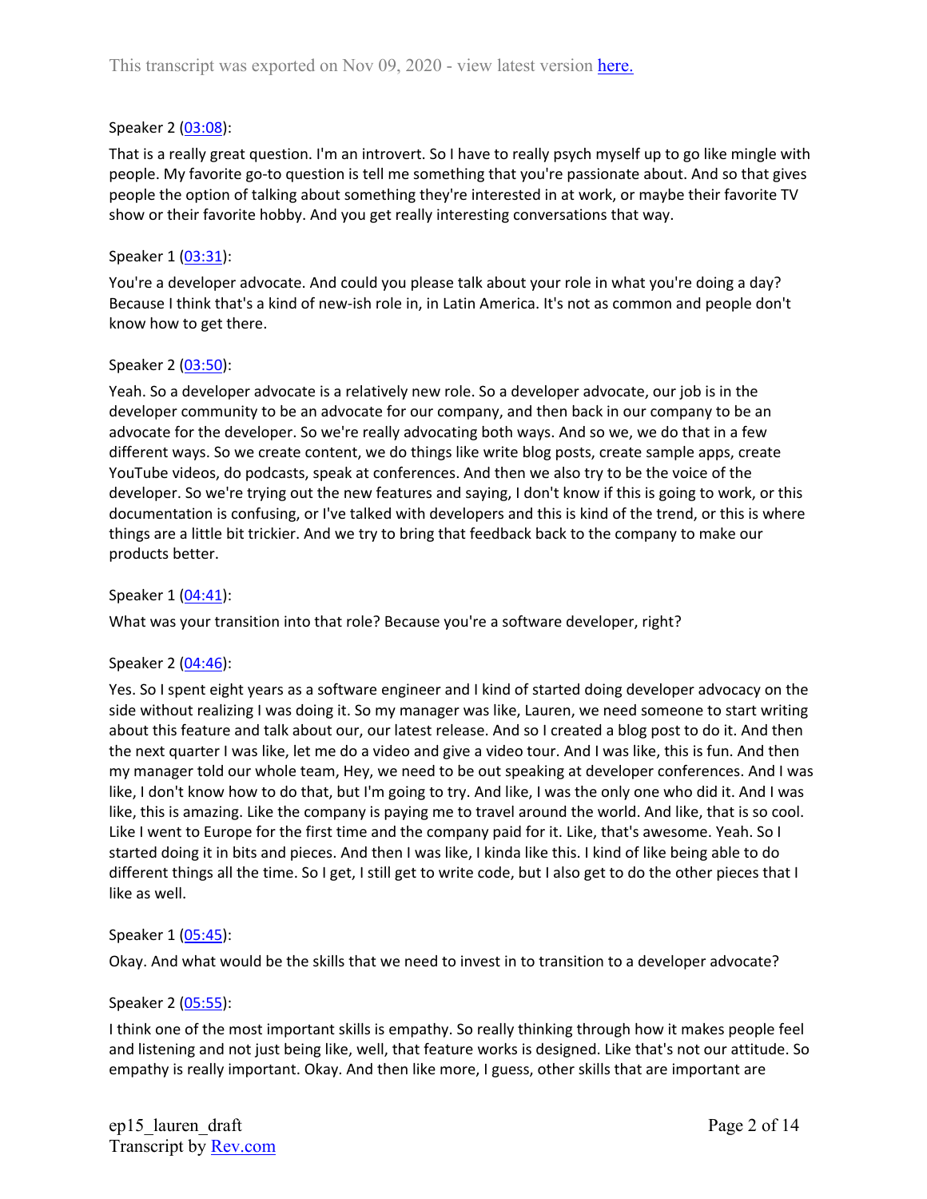Speaker 2 ([03:08](#)):

That is a really great question. I'm an introvert. So I have to really psych myself up to go like mingle with people. My favorite go-to question is tell me something that you're passionate about. And so that gives people the option of talking about something they're interested in at work, or maybe their favorite TV show or their favorite hobby. And you get really interesting conversations that way.

Speaker 1 ([03:31](#)):

You're a developer advocate. And could you please talk about your role in what you're doing a day? Because I think that's a kind of new-ish role in, in Latin America. It's not as common and people don't know how to get there.

Speaker 2 ([03:50](#)):

Yeah. So a developer advocate is a relatively new role. So a developer advocate, our job is in the developer community to be an advocate for our company, and then back in our company to be an advocate for the developer. So we're really advocating both ways. And so we, we do that in a few different ways. So we create content, we do things like write blog posts, create sample apps, create YouTube videos, do podcasts, speak at conferences. And then we also try to be the voice of the developer. So we're trying out the new features and saying, I don't know if this is going to work, or this documentation is confusing, or I've talked with developers and this is kind of the trend, or this is where things are a little bit trickier. And we try to bring that feedback back to the company to make our products better.

Speaker 1 ([04:41](#)):

What was your transition into that role? Because you're a software developer, right?

Speaker 2 ([04:46](#)):

Yes. So I spent eight years as a software engineer and I kind of started doing developer advocacy on the side without realizing I was doing it. So my manager was like, Lauren, we need someone to start writing about this feature and talk about our, our latest release. And so I created a blog post to do it. And then the next quarter I was like, let me do a video and give a video tour. And I was like, this is fun. And then my manager told our whole team, Hey, we need to be out speaking at developer conferences. And I was like, I don't know how to do that, but I'm going to try. And like, I was the only one who did it. And I was like, this is amazing. Like the company is paying me to travel around the world. And like, that is so cool. Like I went to Europe for the first time and the company paid for it. Like, that's awesome. Yeah. So I started doing it in bits and pieces. And then I was like, I kinda like this. I kind of like being able to do different things all the time. So I get, I still get to write code, but I also get to do the other pieces that I like as well.

Speaker 1 ([05:45](#)):

Okay. And what would be the skills that we need to invest in to transition to a developer advocate?

Speaker 2 ([05:55](#)):

I think one of the most important skills is empathy. So really thinking through how it makes people feel and listening and not just being like, well, that feature works is designed. Like that's not our attitude. So empathy is really important. Okay. And then like more, I guess, other skills that are important are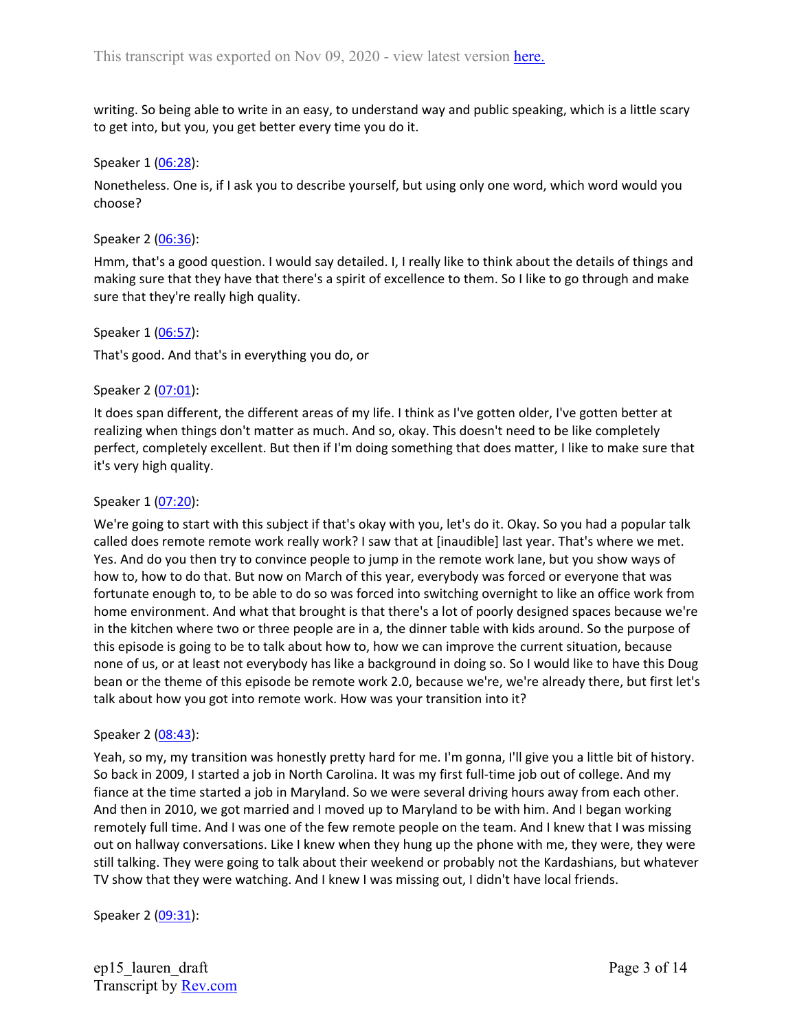writing. So being able to write in an easy, to understand way and public speaking, which is a little scary to get into, but you, you get better every time you do it.

Speaker 1 (06:28):

Nonetheless. One is, if I ask you to describe yourself, but using only one word, which word would you choose?

Speaker 2 (06:36):

Hmm, that's a good question. I would say detailed. I, I really like to think about the details of things and making sure that they have that there's a spirit of excellence to them. So I like to go through and make sure that they're really high quality.

Speaker 1 (06:57):

That's good. And that's in everything you do, or

Speaker 2 (07:01):

It does span different, the different areas of my life. I think as I've gotten older, I've gotten better at realizing when things don't matter as much. And so, okay. This doesn't need to be like completely perfect, completely excellent. But then if I'm doing something that does matter, I like to make sure that it's very high quality.

Speaker 1 (07:20):

We're going to start with this subject if that's okay with you, let's do it. Okay. So you had a popular talk called does remote remote work really work? I saw that at [inaudible] last year. That's where we met. Yes. And do you then try to convince people to jump in the remote work lane, but you show ways of how to, how to do that. But now on March of this year, everybody was forced or everyone that was fortunate enough to, to be able to do so was forced into switching overnight to like an office work from home environment. And what that brought is that there's a lot of poorly designed spaces because we're in the kitchen where two or three people are in a, the dinner table with kids around. So the purpose of this episode is going to be to talk about how to, how we can improve the current situation, because none of us, or at least not everybody has like a background in doing so. So I would like to have this Doug bean or the theme of this episode be remote work 2.0, because we're, we're already there, but first let's talk about how you got into remote work. How was your transition into it?

Speaker 2 (08:43):

Yeah, so my, my transition was honestly pretty hard for me. I'm gonna, I'll give you a little bit of history. So back in 2009, I started a job in North Carolina. It was my first full-time job out of college. And my fiance at the time started a job in Maryland. So we were several driving hours away from each other. And then in 2010, we got married and I moved up to Maryland to be with him. And I began working remotely full time. And I was one of the few remote people on the team. And I knew that I was missing out on hallway conversations. Like I knew when they hung up the phone with me, they were, they were still talking. They were going to talk about their weekend or probably not the Kardashians, but whatever TV show that they were watching. And I knew I was missing out, I didn't have local friends.

Speaker 2 (09:31):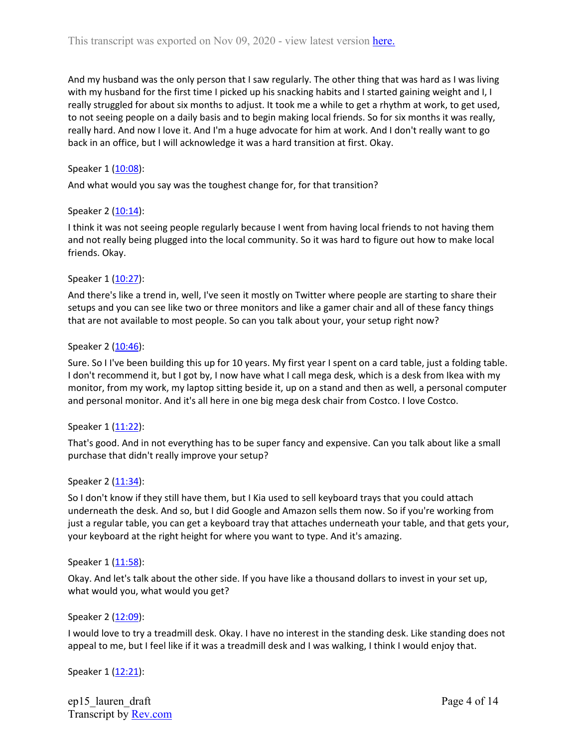And my husband was the only person that I saw regularly. The other thing that was hard as I was living with my husband for the first time I picked up his snacking habits and I started gaining weight and I, I really struggled for about six months to adjust. It took me a while to get a rhythm at work, to get used, to not seeing people on a daily basis and to begin making local friends. So for six months it was really, really hard. And now I love it. And I'm a huge advocate for him at work. And I don't really want to go back in an office, but I will acknowledge it was a hard transition at first. Okay.

Speaker 1 ([10:08](#)):

And what would you say was the toughest change for, for that transition?

Speaker 2 ([10:14](#)):

I think it was not seeing people regularly because I went from having local friends to not having them and not really being plugged into the local community. So it was hard to figure out how to make local friends. Okay.

Speaker 1 ([10:27](#)):

And there's like a trend in, well, I've seen it mostly on Twitter where people are starting to share their setups and you can see like two or three monitors and like a gamer chair and all of these fancy things that are not available to most people. So can you talk about your, your setup right now?

Speaker 2 ([10:46](#)):

Sure. So I I've been building this up for 10 years. My first year I spent on a card table, just a folding table. I don't recommend it, but I got by, I now have what I call mega desk, which is a desk from Ikea with my monitor, from my work, my laptop sitting beside it, up on a stand and then as well, a personal computer and personal monitor. And it's all here in one big mega desk chair from Costco. I love Costco.

Speaker 1 ([11:22](#)):

That's good. And in not everything has to be super fancy and expensive. Can you talk about like a small purchase that didn't really improve your setup?

Speaker 2 ([11:34](#)):

So I don't know if they still have them, but I Kia used to sell keyboard trays that you could attach underneath the desk. And so, but I did Google and Amazon sells them now. So if you're working from just a regular table, you can get a keyboard tray that attaches underneath your table, and that gets your, your keyboard at the right height for where you want to type. And it's amazing.

Speaker 1 ([11:58](#)):

Okay. And let's talk about the other side. If you have like a thousand dollars to invest in your set up, what would you, what would you get?

Speaker 2 ([12:09](#)):

I would love to try a treadmill desk. Okay. I have no interest in the standing desk. Like standing does not appeal to me, but I feel like if it was a treadmill desk and I was walking, I think I would enjoy that.

Speaker 1 ([12:21](#)):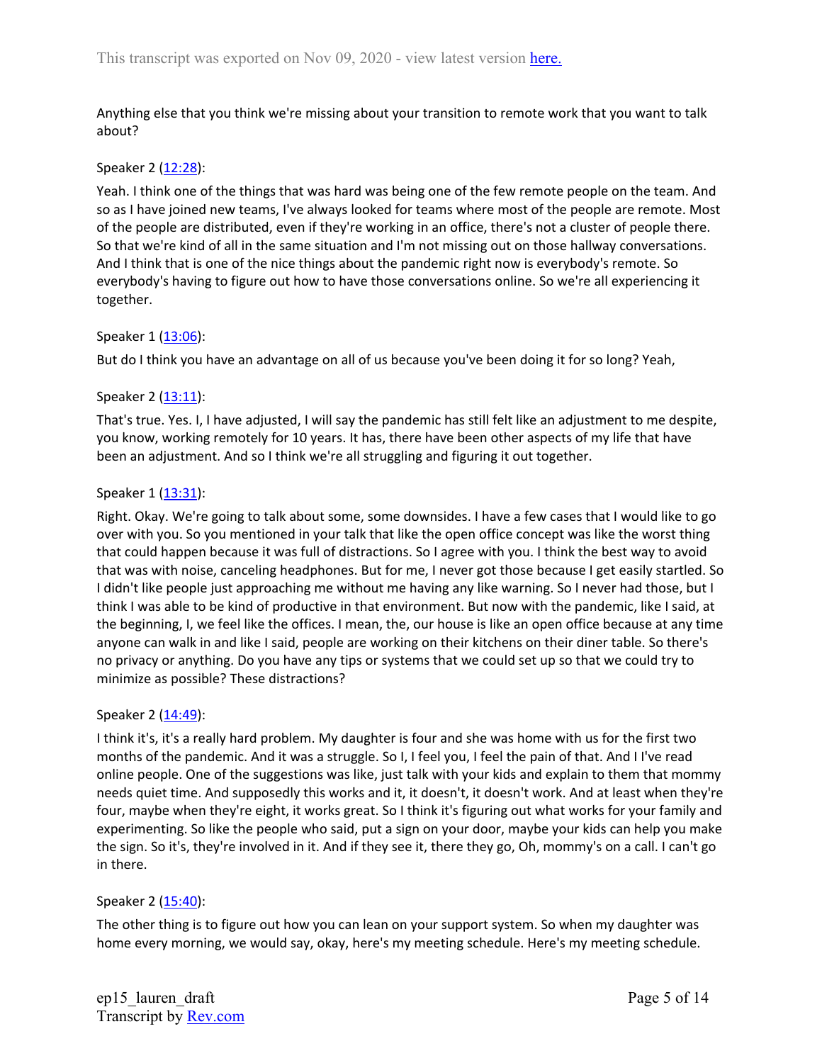Anything else that you think we're missing about your transition to remote work that you want to talk about?

Speaker 2 ([12:28](#)):

Yeah. I think one of the things that was hard was being one of the few remote people on the team. And so as I have joined new teams, I've always looked for teams where most of the people are remote. Most of the people are distributed, even if they're working in an office, there's not a cluster of people there. So that we're kind of all in the same situation and I'm not missing out on those hallway conversations. And I think that is one of the nice things about the pandemic right now is everybody's remote. So everybody's having to figure out how to have those conversations online. So we're all experiencing it together.

Speaker 1 ([13:06](#)):

But do I think you have an advantage on all of us because you've been doing it for so long? Yeah,

Speaker 2 ([13:11](#)):

That's true. Yes. I, I have adjusted, I will say the pandemic has still felt like an adjustment to me despite, you know, working remotely for 10 years. It has, there have been other aspects of my life that have been an adjustment. And so I think we're all struggling and figuring it out together.

Speaker 1 ([13:31](#)):

Right. Okay. We're going to talk about some, some downsides. I have a few cases that I would like to go over with you. So you mentioned in your talk that like the open office concept was like the worst thing that could happen because it was full of distractions. So I agree with you. I think the best way to avoid that was with noise, canceling headphones. But for me, I never got those because I get easily startled. So I didn't like people just approaching me without me having any like warning. So I never had those, but I think I was able to be kind of productive in that environment. But now with the pandemic, like I said, at the beginning, I, we feel like the offices. I mean, the, our house is like an open office because at any time anyone can walk in and like I said, people are working on their kitchens on their diner table. So there's no privacy or anything. Do you have any tips or systems that we could set up so that we could try to minimize as possible? These distractions?

Speaker 2 ([14:49](#)):

I think it's, it's a really hard problem. My daughter is four and she was home with us for the first two months of the pandemic. And it was a struggle. So I, I feel you, I feel the pain of that. And I I've read online people. One of the suggestions was like, just talk with your kids and explain to them that mommy needs quiet time. And supposedly this works and it, it doesn't, it doesn't work. And at least when they're four, maybe when they're eight, it works great. So I think it's figuring out what works for your family and experimenting. So like the people who said, put a sign on your door, maybe your kids can help you make the sign. So it's, they're involved in it. And if they see it, there they go, Oh, mommy's on a call. I can't go in there.

Speaker 2 ([15:40](#)):

The other thing is to figure out how you can lean on your support system. So when my daughter was home every morning, we would say, okay, here's my meeting schedule. Here's my meeting schedule.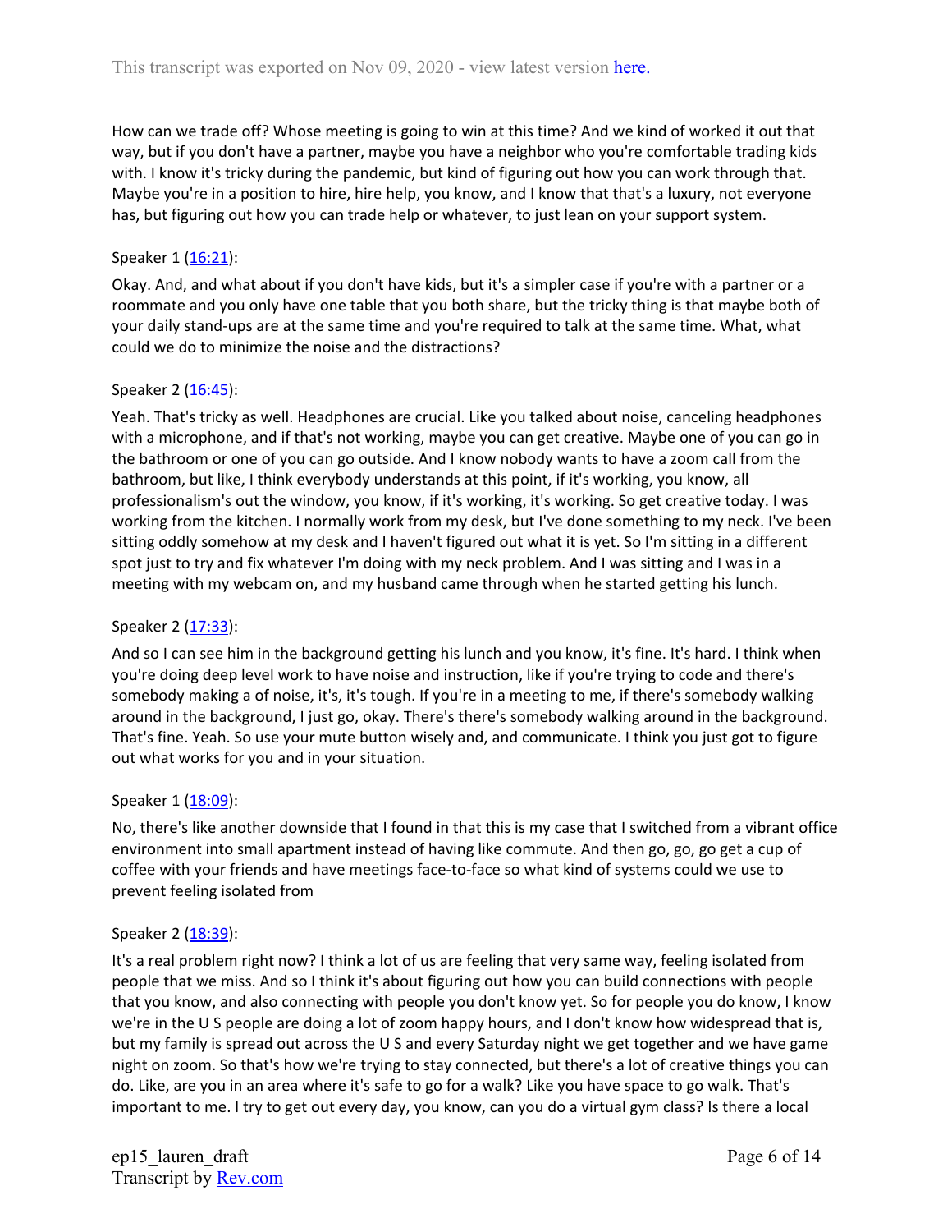How can we trade off? Whose meeting is going to win at this time? And we kind of worked it out that way, but if you don't have a partner, maybe you have a neighbor who you're comfortable trading kids with. I know it's tricky during the pandemic, but kind of figuring out how you can work through that. Maybe you're in a position to hire, hire help, you know, and I know that that's a luxury, not everyone has, but figuring out how you can trade help or whatever, to just lean on your support system.

Speaker 1 ([16:21](#)):

Okay. And, and what about if you don't have kids, but it's a simpler case if you're with a partner or a roommate and you only have one table that you both share, but the tricky thing is that maybe both of your daily stand-ups are at the same time and you're required to talk at the same time. What, what could we do to minimize the noise and the distractions?

Speaker 2 ([16:45](#)):

Yeah. That's tricky as well. Headphones are crucial. Like you talked about noise, canceling headphones with a microphone, and if that's not working, maybe you can get creative. Maybe one of you can go in the bathroom or one of you can go outside. And I know nobody wants to have a zoom call from the bathroom, but like, I think everybody understands at this point, if it's working, you know, all professionalism's out the window, you know, if it's working, it's working. So get creative today. I was working from the kitchen. I normally work from my desk, but I've done something to my neck. I've been sitting oddly somehow at my desk and I haven't figured out what it is yet. So I'm sitting in a different spot just to try and fix whatever I'm doing with my neck problem. And I was sitting and I was in a meeting with my webcam on, and my husband came through when he started getting his lunch.

Speaker 2 ([17:33](#)):

And so I can see him in the background getting his lunch and you know, it's fine. It's hard. I think when you're doing deep level work to have noise and instruction, like if you're trying to code and there's somebody making a of noise, it's, it's tough. If you're in a meeting to me, if there's somebody walking around in the background, I just go, okay. There's there's somebody walking around in the background. That's fine. Yeah. So use your mute button wisely and, and communicate. I think you just got to figure out what works for you and in your situation.

Speaker 1 ([18:09](#)):

No, there's like another downside that I found in that this is my case that I switched from a vibrant office environment into small apartment instead of having like commute. And then go, go, go get a cup of coffee with your friends and have meetings face-to-face so what kind of systems could we use to prevent feeling isolated from

Speaker 2 ([18:39](#)):

It's a real problem right now? I think a lot of us are feeling that very same way, feeling isolated from people that we miss. And so I think it's about figuring out how you can build connections with people that you know, and also connecting with people you don't know yet. So for people you do know, I know we're in the U S people are doing a lot of zoom happy hours, and I don't know how widespread that is, but my family is spread out across the U S and every Saturday night we get together and we have game night on zoom. So that's how we're trying to stay connected, but there's a lot of creative things you can do. Like, are you in an area where it's safe to go for a walk? Like you have space to go walk. That's important to me. I try to get out every day, you know, can you do a virtual gym class? Is there a local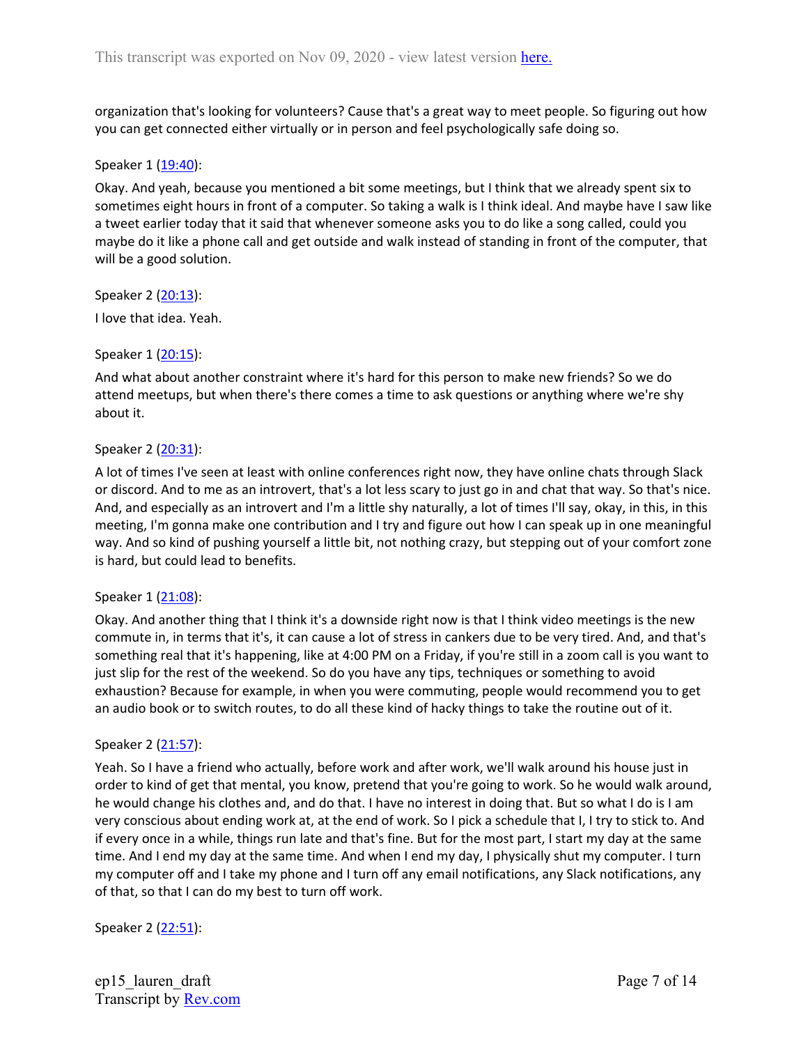organization that's looking for volunteers? Cause that's a great way to meet people. So figuring out how you can get connected either virtually or in person and feel psychologically safe doing so.

Speaker 1 ([19:40](#)):

Okay. And yeah, because you mentioned a bit some meetings, but I think that we already spent six to sometimes eight hours in front of a computer. So taking a walk is I think ideal. And maybe have I saw like a tweet earlier today that it said that whenever someone asks you to do like a song called, could you maybe do it like a phone call and get outside and walk instead of standing in front of the computer, that will be a good solution.

Speaker 2 ([20:13](#)):

I love that idea. Yeah.

Speaker 1 ([20:15](#)):

And what about another constraint where it's hard for this person to make new friends? So we do attend meetups, but when there's there comes a time to ask questions or anything where we're shy about it.

Speaker 2 ([20:31](#)):

A lot of times I've seen at least with online conferences right now, they have online chats through Slack or discord. And to me as an introvert, that's a lot less scary to just go in and chat that way. So that's nice. And, and especially as an introvert and I'm a little shy naturally, a lot of times I'll say, okay, in this, in this meeting, I'm gonna make one contribution and I try and figure out how I can speak up in one meaningful way. And so kind of pushing yourself a little bit, not nothing crazy, but stepping out of your comfort zone is hard, but could lead to benefits.

Speaker 1 ([21:08](#)):

Okay. And another thing that I think it's a downside right now is that I think video meetings is the new commute in, in terms that it's, it can cause a lot of stress in cankers due to be very tired. And, and that's something real that it's happening, like at 4:00 PM on a Friday, if you're still in a zoom call is you want to just slip for the rest of the weekend. So do you have any tips, techniques or something to avoid exhaustion? Because for example, in when you were commuting, people would recommend you to get an audio book or to switch routes, to do all these kind of hacky things to take the routine out of it.

Speaker 2 ([21:57](#)):

Yeah. So I have a friend who actually, before work and after work, we'll walk around his house just in order to kind of get that mental, you know, pretend that you're going to work. So he would walk around, he would change his clothes and, and do that. I have no interest in doing that. But so what I do is I am very conscious about ending work at, at the end of work. So I pick a schedule that I, I try to stick to. And if every once in a while, things run late and that's fine. But for the most part, I start my day at the same time. And I end my day at the same time. And when I end my day, I physically shut my computer. I turn my computer off and I take my phone and I turn off any email notifications, any Slack notifications, any of that, so that I can do my best to turn off work.

Speaker 2 ([22:51](#)):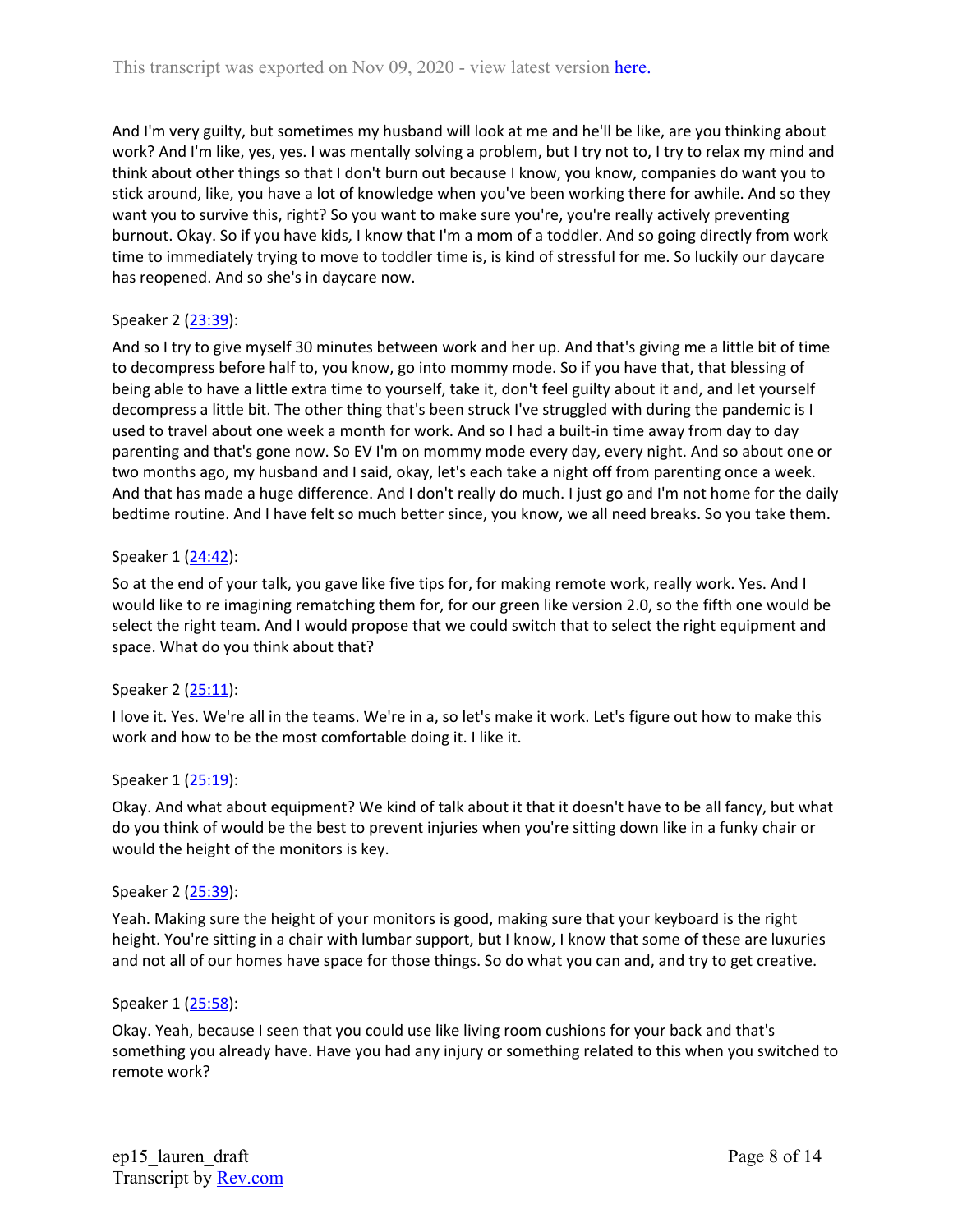And I'm very guilty, but sometimes my husband will look at me and he'll be like, are you thinking about work? And I'm like, yes, yes. I was mentally solving a problem, but I try not to, I try to relax my mind and think about other things so that I don't burn out because I know, you know, companies do want you to stick around, like, you have a lot of knowledge when you've been working there for awhile. And so they want you to survive this, right? So you want to make sure you're, you're really actively preventing burnout. Okay. So if you have kids, I know that I'm a mom of a toddler. And so going directly from work time to immediately trying to move to toddler time is, is kind of stressful for me. So luckily our daycare has reopened. And so she's in daycare now.

Speaker 2 ([23:39]):

And so I try to give myself 30 minutes between work and her up. And that's giving me a little bit of time to decompress before half to, you know, go into mommy mode. So if you have that, that blessing of being able to have a little extra time to yourself, take it, don't feel guilty about it and, and let yourself decompress a little bit. The other thing that's been struck I've struggled with during the pandemic is I used to travel about one week a month for work. And so I had a built-in time away from day to day parenting and that's gone now. So EV I'm on mommy mode every day, every night. And so about one or two months ago, my husband and I said, okay, let's each take a night off from parenting once a week. And that has made a huge difference. And I don't really do much. I just go and I'm not home for the daily bedtime routine. And I have felt so much better since, you know, we all need breaks. So you take them.

Speaker 1 ([24:42]):

So at the end of your talk, you gave like five tips for, for making remote work, really work. Yes. And I would like to re imagining rematching them for, for our green like version 2.0, so the fifth one would be select the right team. And I would propose that we could switch that to select the right equipment and space. What do you think about that?

Speaker 2 ([25:11]):

I love it. Yes. We're all in the teams. We're in a, so let's make it work. Let's figure out how to make this work and how to be the most comfortable doing it. I like it.

Speaker 1 ([25:19]):

Okay. And what about equipment? We kind of talk about it that it doesn't have to be all fancy, but what do you think of would be the best to prevent injuries when you're sitting down like in a funky chair or would the height of the monitors is key.

Speaker 2 ([25:39]):

Yeah. Making sure the height of your monitors is good, making sure that your keyboard is the right height. You're sitting in a chair with lumbar support, but I know, I know that some of these are luxuries and not all of our homes have space for those things. So do what you can and, and try to get creative.

Speaker 1 ([25:58]):

Okay. Yeah, because I seen that you could use like living room cushions for your back and that's something you already have. Have you had any injury or something related to this when you switched to remote work?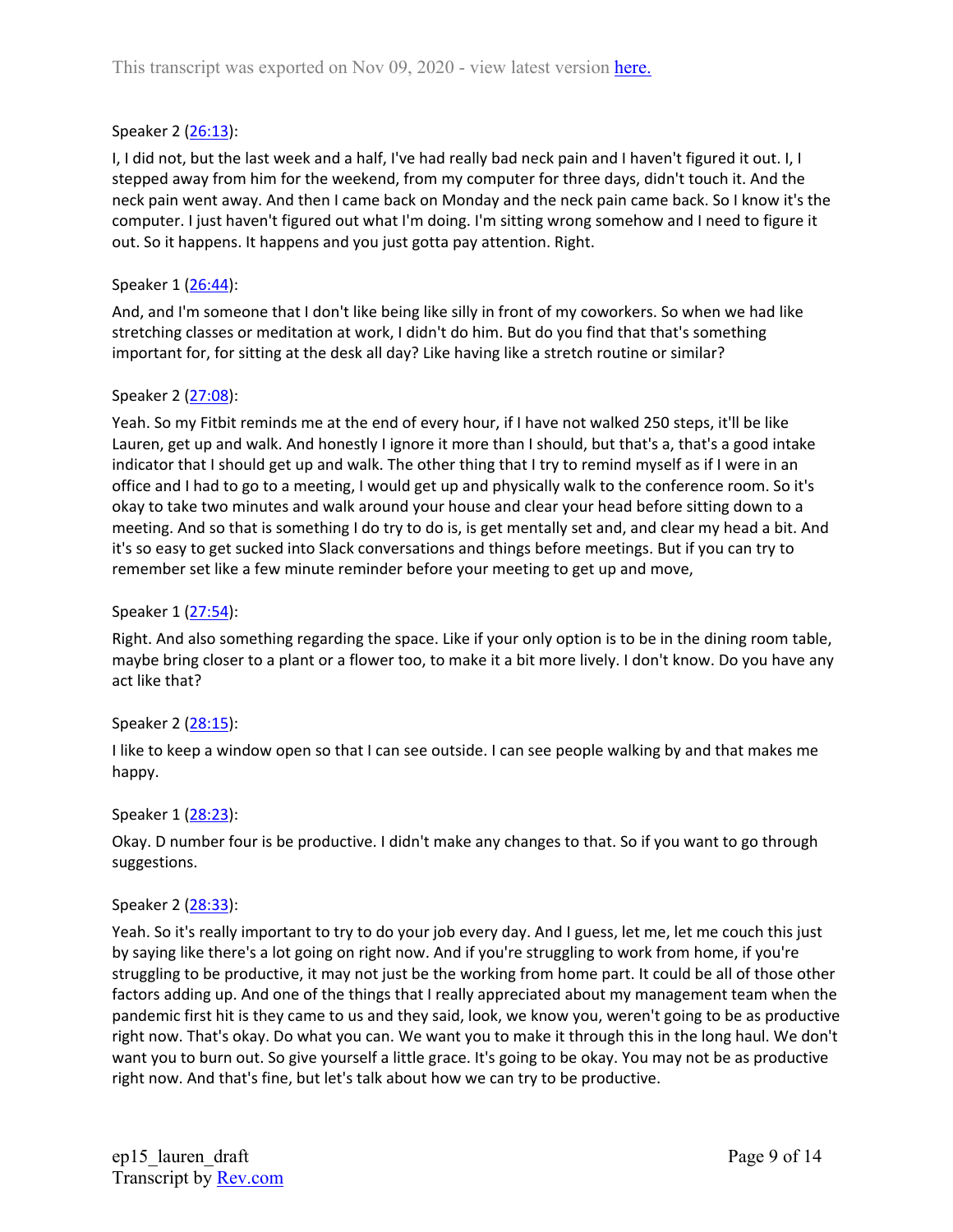Speaker 2 ([26:13]()):

I, I did not, but the last week and a half, I've had really bad neck pain and I haven't figured it out. I, I stepped away from him for the weekend, from my computer for three days, didn't touch it. And the neck pain went away. And then I came back on Monday and the neck pain came back. So I know it's the computer. I just haven't figured out what I'm doing. I'm sitting wrong somehow and I need to figure it out. So it happens. It happens and you just gotta pay attention. Right.

Speaker 1 ([26:44]()):

And, and I'm someone that I don't like being like silly in front of my coworkers. So when we had like stretching classes or meditation at work, I didn't do him. But do you find that that's something important for, for sitting at the desk all day? Like having like a stretch routine or similar?

Speaker 2 ([27:08]()):

Yeah. So my Fitbit reminds me at the end of every hour, if I have not walked 250 steps, it'll be like Lauren, get up and walk. And honestly I ignore it more than I should, but that's a, that's a good intake indicator that I should get up and walk. The other thing that I try to remind myself as if I were in an office and I had to go to a meeting, I would get up and physically walk to the conference room. So it's okay to take two minutes and walk around your house and clear your head before sitting down to a meeting. And so that is something I do try to do is, is get mentally set and, and clear my head a bit. And it's so easy to get sucked into Slack conversations and things before meetings. But if you can try to remember set like a few minute reminder before your meeting to get up and move,

Speaker 1 ([27:54]()):

Right. And also something regarding the space. Like if your only option is to be in the dining room table, maybe bring closer to a plant or a flower too, to make it a bit more lively. I don't know. Do you have any act like that?

Speaker 2 ([28:15]()):

I like to keep a window open so that I can see outside. I can see people walking by and that makes me happy.

Speaker 1 ([28:23]()):

Okay. D number four is be productive. I didn't make any changes to that. So if you want to go through suggestions.

Speaker 2 ([28:33]()):

Yeah. So it's really important to try to do your job every day. And I guess, let me, let me couch this just by saying like there's a lot going on right now. And if you're struggling to work from home, if you're struggling to be productive, it may not just be the working from home part. It could be all of those other factors adding up. And one of the things that I really appreciated about my management team when the pandemic first hit is they came to us and they said, look, we know you, weren't going to be as productive right now. That's okay. Do what you can. We want you to make it through this in the long haul. We don't want you to burn out. So give yourself a little grace. It's going to be okay. You may not be as productive right now. And that's fine, but let's talk about how we can try to be productive.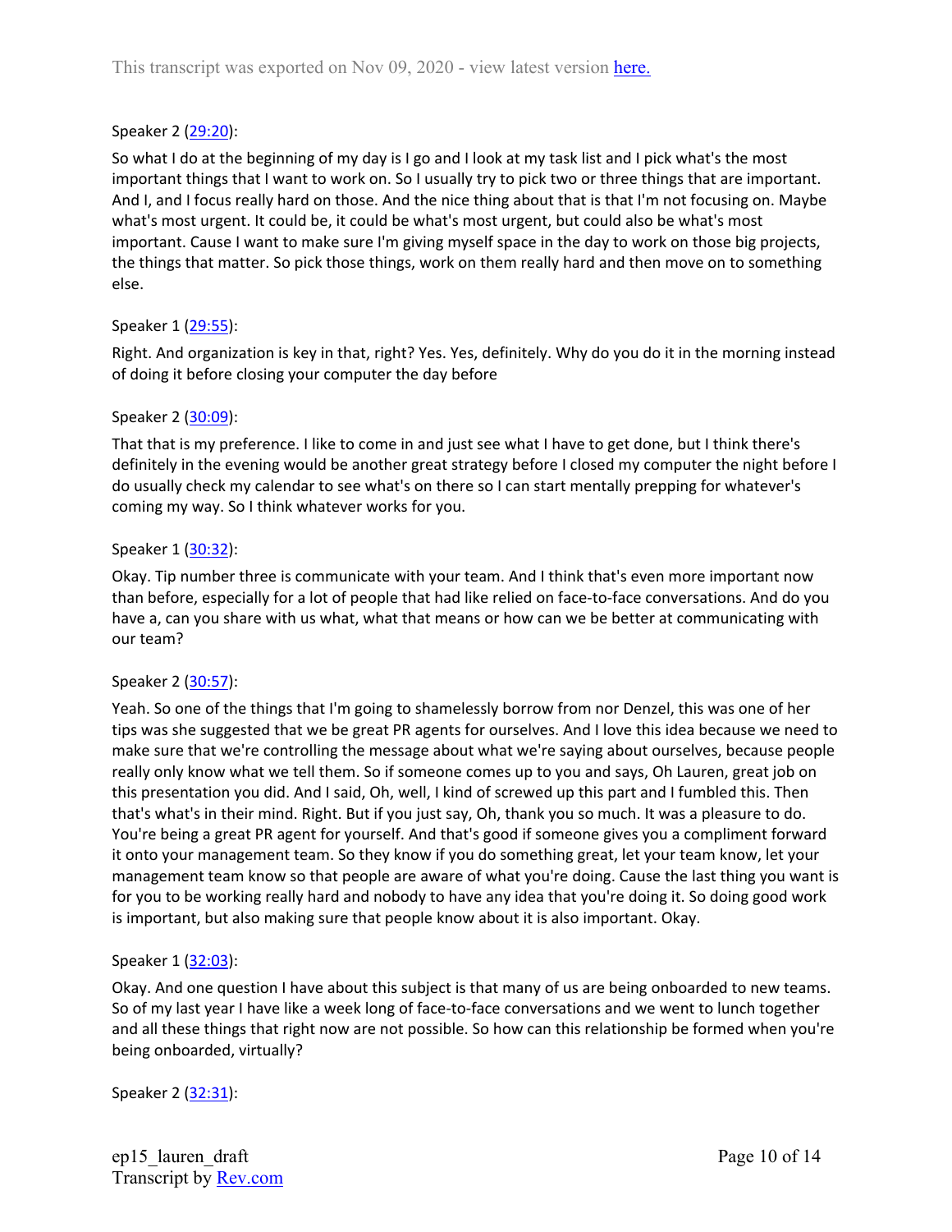Speaker 2 ([29:20](#)):

So what I do at the beginning of my day is I go and I look at my task list and I pick what's the most important things that I want to work on. So I usually try to pick two or three things that are important. And I, and I focus really hard on those. And the nice thing about that is that I'm not focusing on. Maybe what's most urgent. It could be, it could be what's most urgent, but could also be what's most important. Cause I want to make sure I'm giving myself space in the day to work on those big projects, the things that matter. So pick those things, work on them really hard and then move on to something else.

Speaker 1 ([29:55](#)):

Right. And organization is key in that, right? Yes. Yes, definitely. Why do you do it in the morning instead of doing it before closing your computer the day before

Speaker 2 ([30:09](#)):

That that is my preference. I like to come in and just see what I have to get done, but I think there's definitely in the evening would be another great strategy before I closed my computer the night before I do usually check my calendar to see what's on there so I can start mentally prepping for whatever's coming my way. So I think whatever works for you.

Speaker 1 ([30:32](#)):

Okay. Tip number three is communicate with your team. And I think that's even more important now than before, especially for a lot of people that had like relied on face-to-face conversations. And do you have a, can you share with us what, what that means or how can we be better at communicating with our team?

Speaker 2 ([30:57](#)):

Yeah. So one of the things that I'm going to shamelessly borrow from nor Denzel, this was one of her tips was she suggested that we be great PR agents for ourselves. And I love this idea because we need to make sure that we're controlling the message about what we're saying about ourselves, because people really only know what we tell them. So if someone comes up to you and says, Oh Lauren, great job on this presentation you did. And I said, Oh, well, I kind of screwed up this part and I fumbled this. Then that's what's in their mind. Right. But if you just say, Oh, thank you so much. It was a pleasure to do. You're being a great PR agent for yourself. And that's good if someone gives you a compliment forward it onto your management team. So they know if you do something great, let your team know, let your management team know so that people are aware of what you're doing. Cause the last thing you want is for you to be working really hard and nobody to have any idea that you're doing it. So doing good work is important, but also making sure that people know about it is also important. Okay.

Speaker 1 ([32:03](#)):

Okay. And one question I have about this subject is that many of us are being onboarded to new teams. So of my last year I have like a week long of face-to-face conversations and we went to lunch together and all these things that right now are not possible. So how can this relationship be formed when you're being onboarded, virtually?

Speaker 2 ([32:31](#)):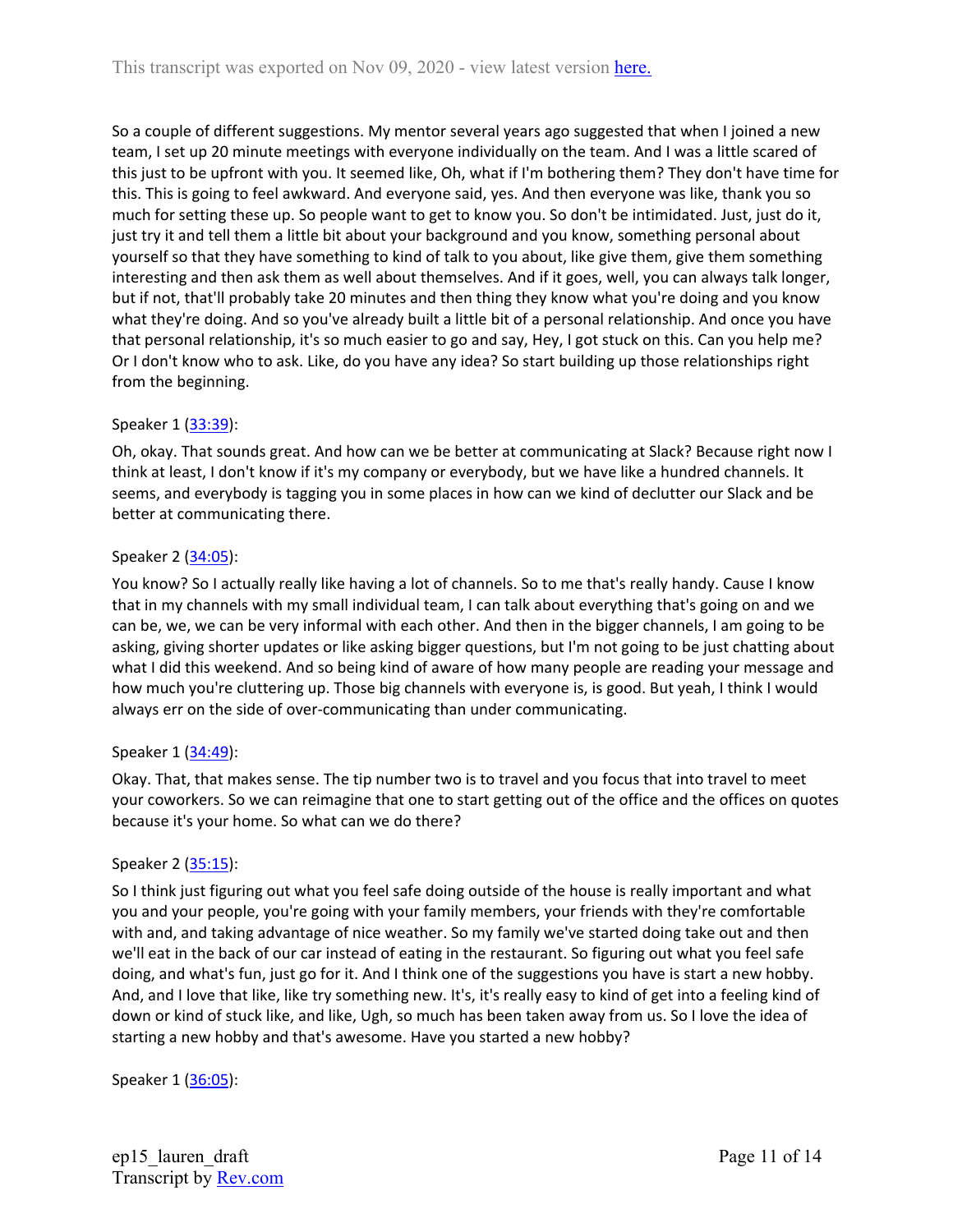So a couple of different suggestions. My mentor several years ago suggested that when I joined a new team, I set up 20 minute meetings with everyone individually on the team. And I was a little scared of this just to be upfront with you. It seemed like, Oh, what if I'm bothering them? They don't have time for this. This is going to feel awkward. And everyone said, yes. And then everyone was like, thank you so much for setting these up. So people want to get to know you. So don't be intimidated. Just, just do it, just try it and tell them a little bit about your background and you know, something personal about yourself so that they have something to kind of talk to you about, like give them, give them something interesting and then ask them as well about themselves. And if it goes, well, you can always talk longer, but if not, that'll probably take 20 minutes and then thing they know what you're doing and you know what they're doing. And so you've already built a little bit of a personal relationship. And once you have that personal relationship, it's so much easier to go and say, Hey, I got stuck on this. Can you help me? Or I don't know who to ask. Like, do you have any idea? So start building up those relationships right from the beginning.

Speaker 1 ([33:39]):

Oh, okay. That sounds great. And how can we be better at communicating at Slack? Because right now I think at least, I don't know if it's my company or everybody, but we have like a hundred channels. It seems, and everybody is tagging you in some places in how can we kind of declutter our Slack and be better at communicating there.

Speaker 2 ([34:05]):

You know? So I actually really like having a lot of channels. So to me that's really handy. Cause I know that in my channels with my small individual team, I can talk about everything that's going on and we can be, we, we can be very informal with each other. And then in the bigger channels, I am going to be asking, giving shorter updates or like asking bigger questions, but I'm not going to be just chatting about what I did this weekend. And so being kind of aware of how many people are reading your message and how much you're cluttering up. Those big channels with everyone is, is good. But yeah, I think I would always err on the side of over-communicating than under communicating.

Speaker 1 ([34:49]):

Okay. That, that makes sense. The tip number two is to travel and you focus that into travel to meet your coworkers. So we can reimagine that one to start getting out of the office and the offices on quotes because it's your home. So what can we do there?

Speaker 2 ([35:15]):

So I think just figuring out what you feel safe doing outside of the house is really important and what you and your people, you're going with your family members, your friends with they're comfortable with and, and taking advantage of nice weather. So my family we've started doing take out and then we'll eat in the back of our car instead of eating in the restaurant. So figuring out what you feel safe doing, and what's fun, just go for it. And I think one of the suggestions you have is start a new hobby. And, and I love that like, like try something new. It's, it's really easy to kind of get into a feeling kind of down or kind of stuck like, and like, Ugh, so much has been taken away from us. So I love the idea of starting a new hobby and that's awesome. Have you started a new hobby?

Speaker 1 ([36:05]):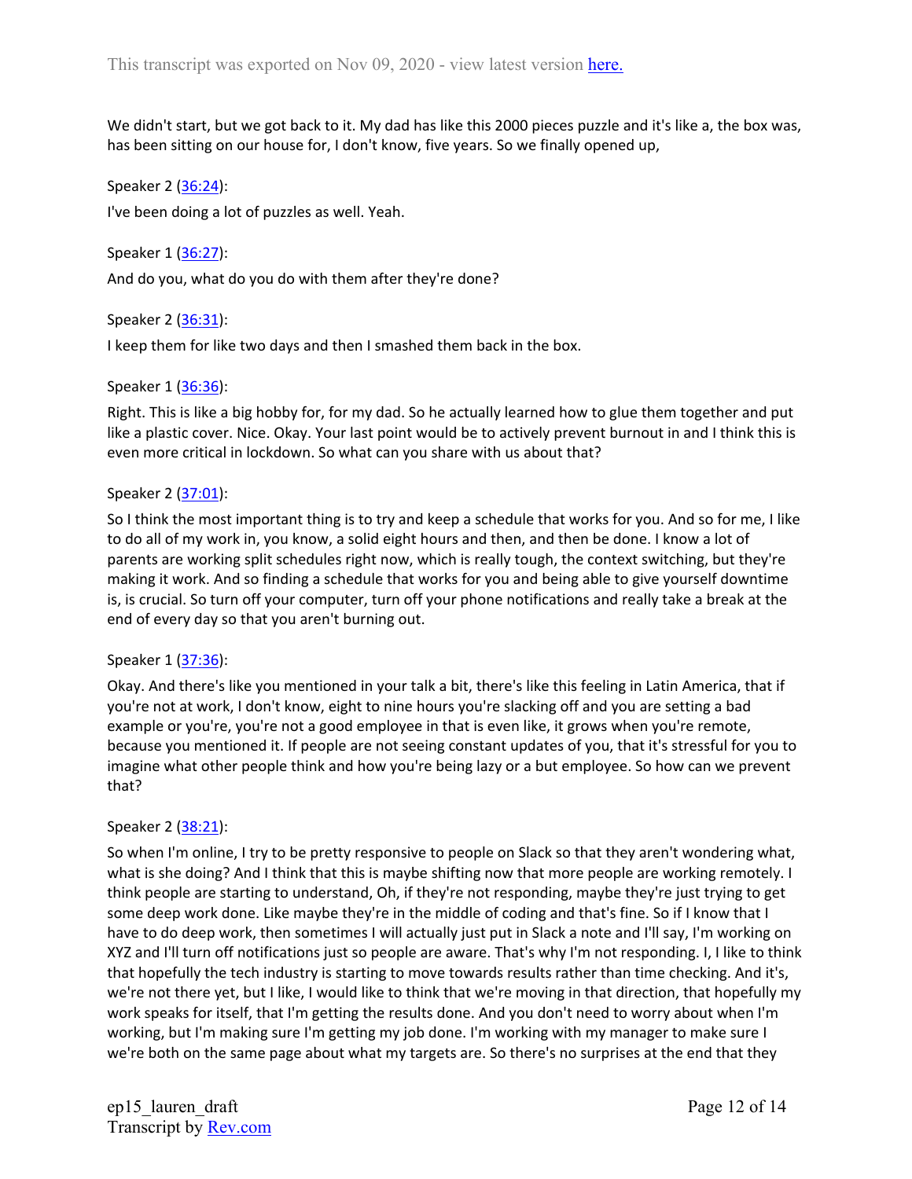We didn't start, but we got back to it. My dad has like this 2000 pieces puzzle and it's like a, the box was, has been sitting on our house for, I don't know, five years. So we finally opened up,

Speaker 2 ([36:24](https://www.rev.com/)):

I've been doing a lot of puzzles as well. Yeah.

Speaker 1 ([36:27](https://www.rev.com/)):

And do you, what do you do with them after they're done?

Speaker 2 ([36:31](https://www.rev.com/)):

I keep them for like two days and then I smashed them back in the box.

Speaker 1 ([36:36](https://www.rev.com/)):

Right. This is like a big hobby for, for my dad. So he actually learned how to glue them together and put like a plastic cover. Nice. Okay. Your last point would be to actively prevent burnout in and I think this is even more critical in lockdown. So what can you share with us about that?

Speaker 2 ([37:01](https://www.rev.com/)):

So I think the most important thing is to try and keep a schedule that works for you. And so for me, I like to do all of my work in, you know, a solid eight hours and then, and then be done. I know a lot of parents are working split schedules right now, which is really tough, the context switching, but they're making it work. And so finding a schedule that works for you and being able to give yourself downtime is, is crucial. So turn off your computer, turn off your phone notifications and really take a break at the end of every day so that you aren't burning out.

Speaker 1 ([37:36](https://www.rev.com/)):

Okay. And there's like you mentioned in your talk a bit, there's like this feeling in Latin America, that if you're not at work, I don't know, eight to nine hours you're slacking off and you are setting a bad example or you're, you're not a good employee in that is even like, it grows when you're remote, because you mentioned it. If people are not seeing constant updates of you, that it's stressful for you to imagine what other people think and how you're being lazy or a but employee. So how can we prevent that?

Speaker 2 ([38:21](https://www.rev.com/)):

So when I'm online, I try to be pretty responsive to people on Slack so that they aren't wondering what, what is she doing? And I think that this is maybe shifting now that more people are working remotely. I think people are starting to understand, Oh, if they're not responding, maybe they're just trying to get some deep work done. Like maybe they're in the middle of coding and that's fine. So if I know that I have to do deep work, then sometimes I will actually just put in Slack a note and I'll say, I'm working on XYZ and I'll turn off notifications just so people are aware. That's why I'm not responding. I, I like to think that hopefully the tech industry is starting to move towards results rather than time checking. And it's, we're not there yet, but I like, I would like to think that we're moving in that direction, that hopefully my work speaks for itself, that I'm getting the results done. And you don't need to worry about when I'm working, but I'm making sure I'm getting my job done. I'm working with my manager to make sure I we're both on the same page about what my targets are. So there's no surprises at the end that they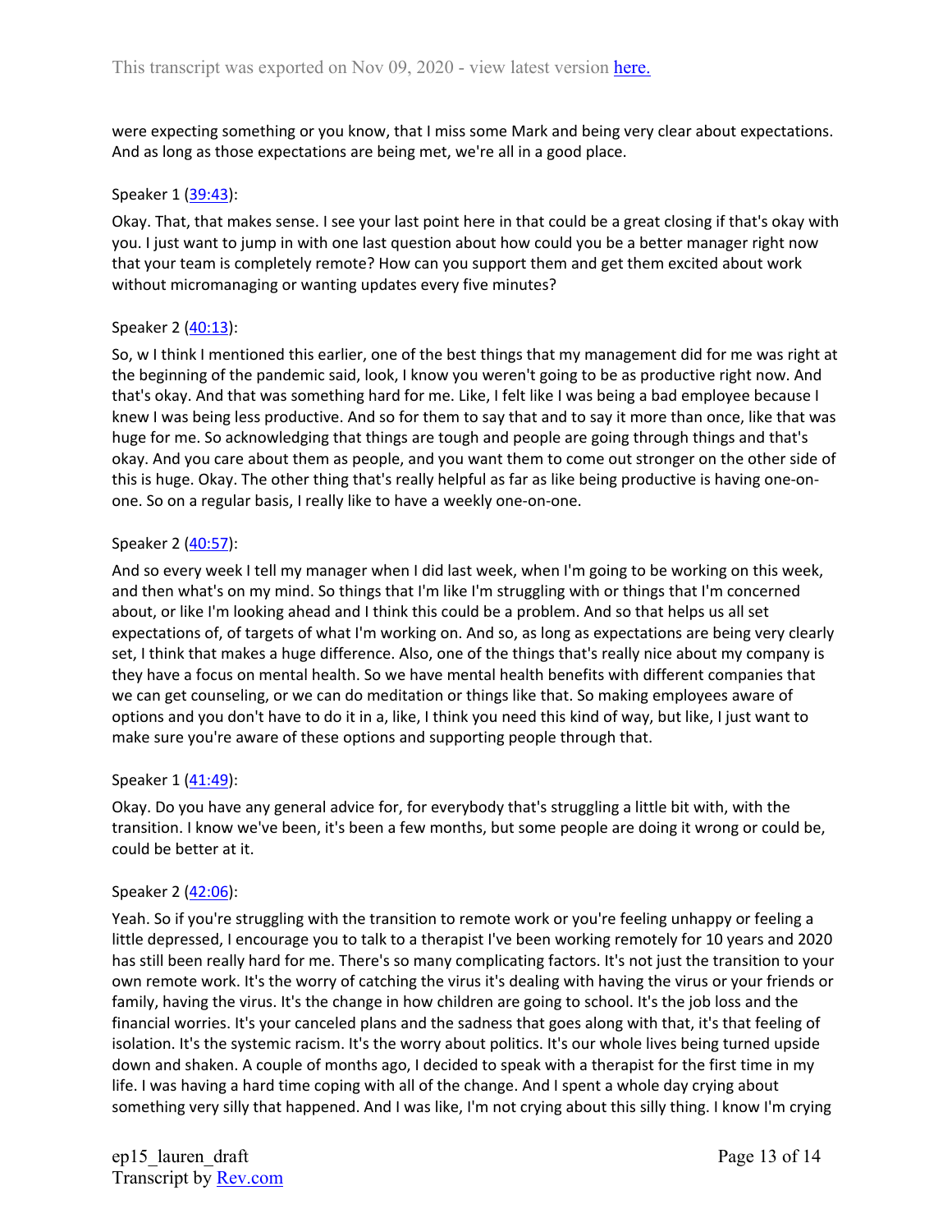were expecting something or you know, that I miss some Mark and being very clear about expectations. And as long as those expectations are being met, we're all in a good place.

Speaker 1 ([39:43](#)):

Okay. That, that makes sense. I see your last point here in that could be a great closing if that's okay with you. I just want to jump in with one last question about how could you be a better manager right now that your team is completely remote? How can you support them and get them excited about work without micromanaging or wanting updates every five minutes?

Speaker 2 ([40:13](#)):

So, w I think I mentioned this earlier, one of the best things that my management did for me was right at the beginning of the pandemic said, look, I know you weren't going to be as productive right now. And that's okay. And that was something hard for me. Like, I felt like I was being a bad employee because I knew I was being less productive. And so for them to say that and to say it more than once, like that was huge for me. So acknowledging that things are tough and people are going through things and that's okay. And you care about them as people, and you want them to come out stronger on the other side of this is huge. Okay. The other thing that's really helpful as far as like being productive is having one-on-one. So on a regular basis, I really like to have a weekly one-on-one.

Speaker 2 ([40:57](#)):

And so every week I tell my manager when I did last week, when I'm going to be working on this week, and then what's on my mind. So things that I'm like I'm struggling with or things that I'm concerned about, or like I'm looking ahead and I think this could be a problem. And so that helps us all set expectations of, of targets of what I'm working on. And so, as long as expectations are being very clearly set, I think that makes a huge difference. Also, one of the things that's really nice about my company is they have a focus on mental health. So we have mental health benefits with different companies that we can get counseling, or we can do meditation or things like that. So making employees aware of options and you don't have to do it in a, like, I think you need this kind of way, but like, I just want to make sure you're aware of these options and supporting people through that.

Speaker 1 ([41:49](#)):

Okay. Do you have any general advice for, for everybody that's struggling a little bit with, with the transition. I know we've been, it's been a few months, but some people are doing it wrong or could be, could be better at it.

Speaker 2 ([42:06](#)):

Yeah. So if you're struggling with the transition to remote work or you're feeling unhappy or feeling a little depressed, I encourage you to talk to a therapist I've been working remotely for 10 years and 2020 has still been really hard for me. There's so many complicating factors. It's not just the transition to your own remote work. It's the worry of catching the virus it's dealing with having the virus or your friends or family, having the virus. It's the change in how children are going to school. It's the job loss and the financial worries. It's your canceled plans and the sadness that goes along with that, it's that feeling of isolation. It's the systemic racism. It's the worry about politics. It's our whole lives being turned upside down and shaken. A couple of months ago, I decided to speak with a therapist for the first time in my life. I was having a hard time coping with all of the change. And I spent a whole day crying about something very silly that happened. And I was like, I'm not crying about this silly thing. I know I'm crying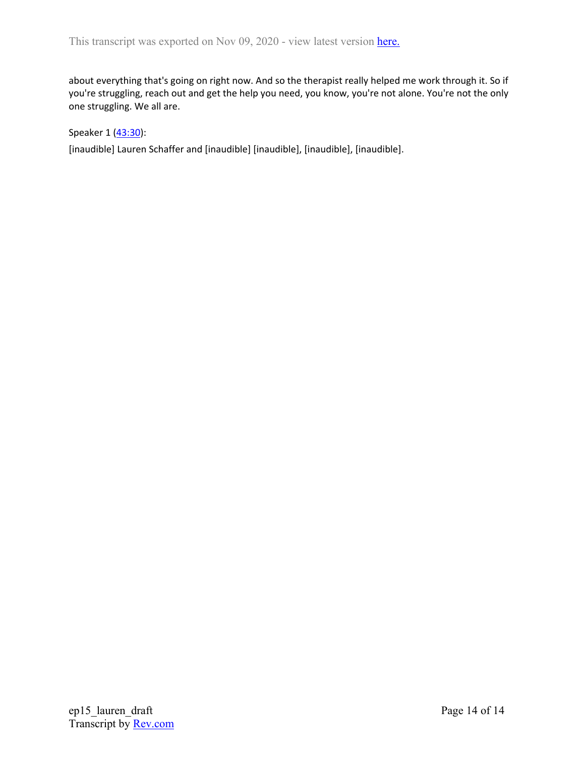about everything that's going on right now. And so the therapist really helped me work through it. So if you're struggling, reach out and get the help you need, you know, you're not alone. You're not the only one struggling. We all are.

Speaker 1 (43:30):

[inaudible] Lauren Schaffer and [inaudible] [inaudible], [inaudible], [inaudible].